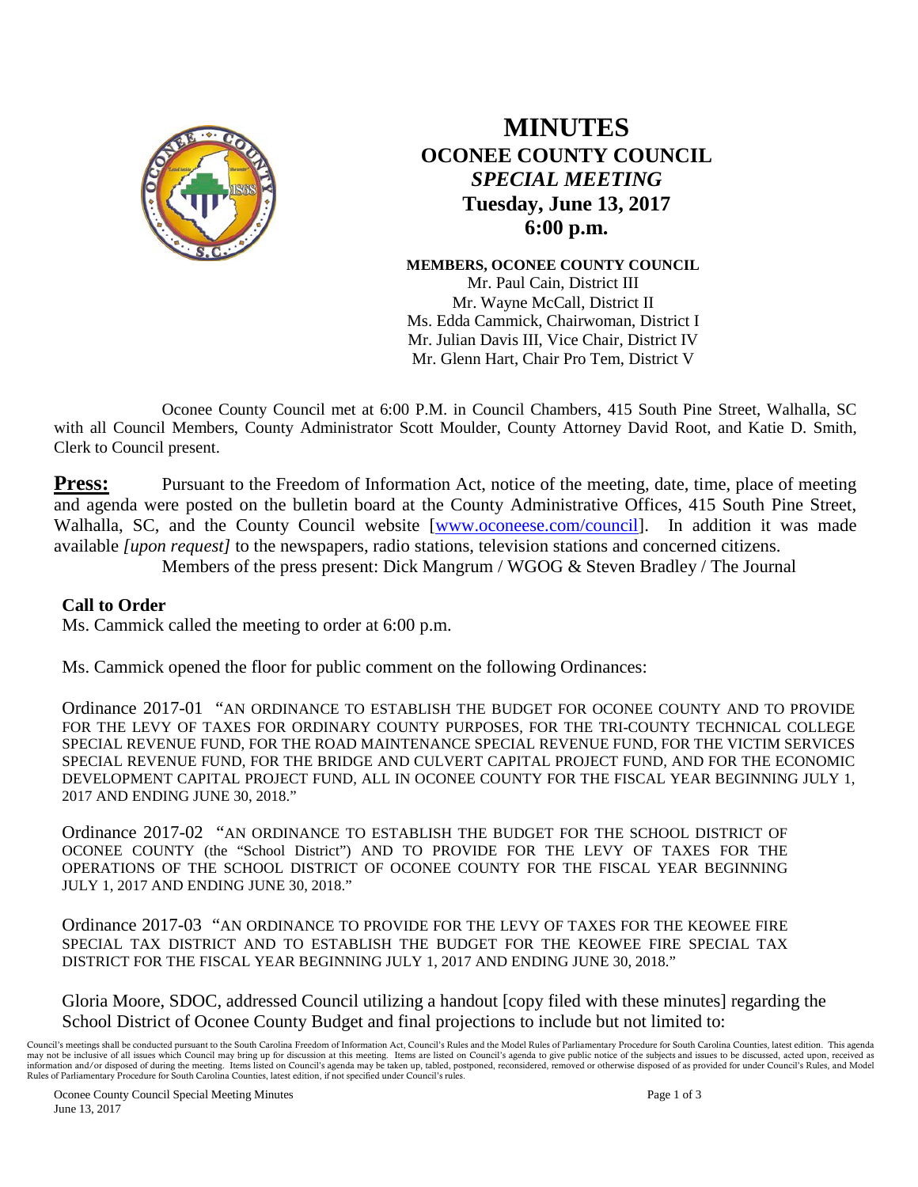# MINUTES

## OCONEE COUNTY COUNCIL

## *SPECIAL MEETING*

### Tuesday, June 13, 2017

### 6:00 p.m.

**MEMBERS, OCONEE COUNTY COUNCIL**

Mr. Paul Cain, District III
Mr. Wayne McCall, District II
Ms. Edda Cammick, Chairwoman, District I
Mr. Julian Davis III, Vice Chair, District IV
Mr. Glenn Hart, Chair Pro Tem, District V

Oconee County Council met at 6:00 P.M. in Council Chambers, 415 South Pine Street, Walhalla, SC with all Council Members, County Administrator Scott Moulder, County Attorney David Root, and Katie D. Smith, Clerk to Council present.

**Press:** Pursuant to the Freedom of Information Act, notice of the meeting, date, time, place of meeting and agenda were posted on the bulletin board at the County Administrative Offices, 415 South Pine Street, Walhalla, SC, and the County Council website [www.oconeese.com/council]. In addition it was made available *[upon request]* to the newspapers, radio stations, television stations and concerned citizens.

Members of the press present: Dick Mangrum / WGOG & Steven Bradley / The Journal

**Call to Order**

Ms. Cammick called the meeting to order at 6:00 p.m.

Ms. Cammick opened the floor for public comment on the following Ordinances:

Ordinance 2017-01 "AN ORDINANCE TO ESTABLISH THE BUDGET FOR OCONEE COUNTY AND TO PROVIDE FOR THE LEVY OF TAXES FOR ORDINARY COUNTY PURPOSES, FOR THE TRI-COUNTY TECHNICAL COLLEGE SPECIAL REVENUE FUND, FOR THE ROAD MAINTENANCE SPECIAL REVENUE FUND, FOR THE VICTIM SERVICES SPECIAL REVENUE FUND, FOR THE BRIDGE AND CULVERT CAPITAL PROJECT FUND, AND FOR THE ECONOMIC DEVELOPMENT CAPITAL PROJECT FUND, ALL IN OCONEE COUNTY FOR THE FISCAL YEAR BEGINNING JULY 1, 2017 AND ENDING JUNE 30, 2018."

Ordinance 2017-02 "AN ORDINANCE TO ESTABLISH THE BUDGET FOR THE SCHOOL DISTRICT OF OCONEE COUNTY (the "School District") AND TO PROVIDE FOR THE LEVY OF TAXES FOR THE OPERATIONS OF THE SCHOOL DISTRICT OF OCONEE COUNTY FOR THE FISCAL YEAR BEGINNING JULY 1, 2017 AND ENDING JUNE 30, 2018."

Ordinance 2017-03 "AN ORDINANCE TO PROVIDE FOR THE LEVY OF TAXES FOR THE KEOWEE FIRE SPECIAL TAX DISTRICT AND TO ESTABLISH THE BUDGET FOR THE KEOWEE FIRE SPECIAL TAX DISTRICT FOR THE FISCAL YEAR BEGINNING JULY 1, 2017 AND ENDING JUNE 30, 2018."

Gloria Moore, SDOC, addressed Council utilizing a handout [copy filed with these minutes] regarding the School District of Oconee County Budget and final projections to include but not limited to:

Council's meetings shall be conducted pursuant to the South Carolina Freedom of Information Act, Council's Rules and the Model Rules of Parliamentary Procedure for South Carolina Counties, latest edition. This agenda may not be inclusive of all issues which Council may bring up for discussion at this meeting. Items are listed on Council's agenda to give public notice of the subjects and issues to be discussed, acted upon, received as information and/or disposed of during the meeting. Items listed on Council's agenda may be taken up, tabled, postponed, reconsidered, removed or otherwise disposed of as provided for under Council's Rules, and Model Rules of Parliamentary Procedure for South Carolina Counties, latest edition, if not specified under Council's rules.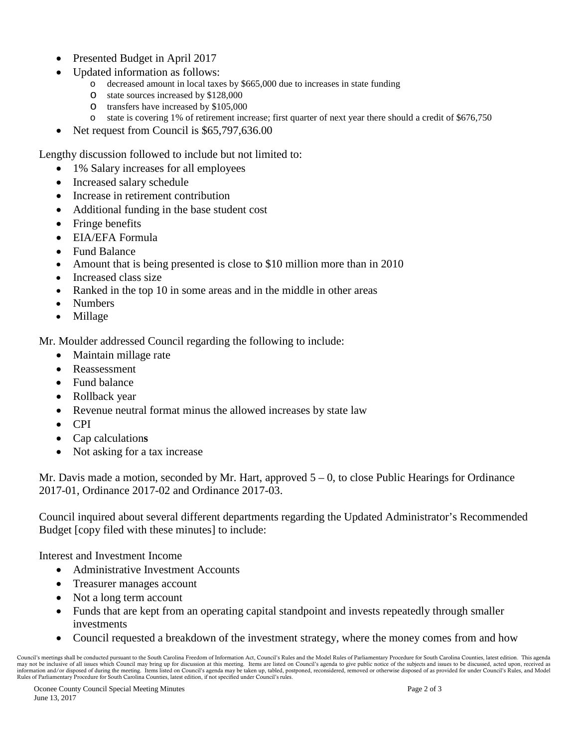- Presented Budget in April 2017
- Updated information as follows:
    - decreased amount in local taxes by $665,000 due to increases in state funding
    - state sources increased by $128,000
    - transfers have increased by $105,000
    - state is covering 1% of retirement increase; first quarter of next year there should a credit of $676,750
- Net request from Council is $65,797,636.00

Lengthy discussion followed to include but not limited to:

- 1% Salary increases for all employees
- Increased salary schedule
- Increase in retirement contribution
- Additional funding in the base student cost
- Fringe benefits
- EIA/EFA Formula
- Fund Balance
- Amount that is being presented is close to $10 million more than in 2010
- Increased class size
- Ranked in the top 10 in some areas and in the middle in other areas
- Numbers
- Millage

Mr. Moulder addressed Council regarding the following to include:

- Maintain millage rate
- Reassessment
- Fund balance
- Rollback year
- Revenue neutral format minus the allowed increases by state law
- CPI
- Cap calculations
- Not asking for a tax increase

Mr. Davis made a motion, seconded by Mr. Hart, approved 5 – 0, to close Public Hearings for Ordinance 2017-01, Ordinance 2017-02 and Ordinance 2017-03.

Council inquired about several different departments regarding the Updated Administrator's Recommended Budget [copy filed with these minutes] to include:

Interest and Investment Income

- Administrative Investment Accounts
- Treasurer manages account
- Not a long term account
- Funds that are kept from an operating capital standpoint and invests repeatedly through smaller investments
- Council requested a breakdown of the investment strategy, where the money comes from and how

Council's meetings shall be conducted pursuant to the South Carolina Freedom of Information Act, Council's Rules and the Model Rules of Parliamentary Procedure for South Carolina Counties, latest edition. This agenda may not be inclusive of all issues which Council may bring up for discussion at this meeting. Items are listed on Council's agenda to give public notice of the subjects and issues to be discussed, acted upon, received as information and/or disposed of during the meeting. Items listed on Council's agenda may be taken up, tabled, postponed, reconsidered, removed or otherwise disposed of as provided for under Council's Rules, and Model Rules of Parliamentary Procedure for South Carolina Counties, latest edition, if not specified under Council's rules.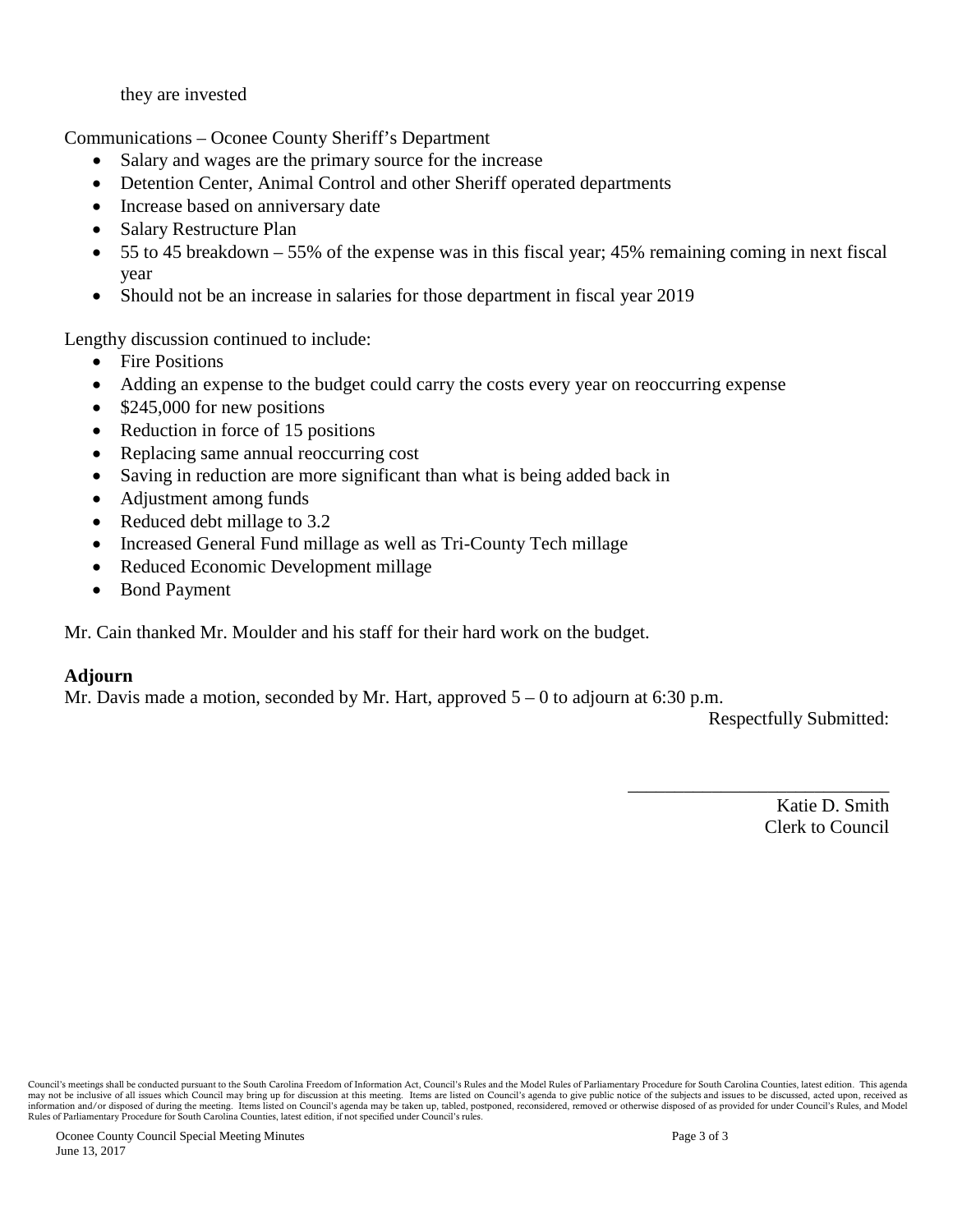they are invested

Communications – Oconee County Sheriff's Department

- Salary and wages are the primary source for the increase
- Detention Center, Animal Control and other Sheriff operated departments
- Increase based on anniversary date
- Salary Restructure Plan
- 55 to 45 breakdown – 55% of the expense was in this fiscal year; 45% remaining coming in next fiscal year
- Should not be an increase in salaries for those department in fiscal year 2019

Lengthy discussion continued to include:

- Fire Positions
- Adding an expense to the budget could carry the costs every year on reoccurring expense
- $245,000 for new positions
- Reduction in force of 15 positions
- Replacing same annual reoccurring cost
- Saving in reduction are more significant than what is being added back in
- Adjustment among funds
- Reduced debt millage to 3.2
- Increased General Fund millage as well as Tri-County Tech millage
- Reduced Economic Development millage
- Bond Payment

Mr. Cain thanked Mr. Moulder and his staff for their hard work on the budget.

**Adjourn**

Mr. Davis made a motion, seconded by Mr. Hart, approved 5 – 0 to adjourn at 6:30 p.m.

Respectfully Submitted:

\_\_\_\_\_\_\_\_\_\_\_\_\_\_\_\_\_\_\_\_\_\_\_\_\_\_\_\_

Katie D. Smith

Clerk to Council

Council's meetings shall be conducted pursuant to the South Carolina Freedom of Information Act, Council's Rules and the Model Rules of Parliamentary Procedure for South Carolina Counties, latest edition. This agenda may not be inclusive of all issues which Council may bring up for discussion at this meeting. Items are listed on Council's agenda to give public notice of the subjects and issues to be discussed, acted upon, received as information and/or disposed of during the meeting. Items listed on Council's agenda may be taken up, tabled, postponed, reconsidered, removed or otherwise disposed of as provided for under Council's Rules, and Model Rules of Parliamentary Procedure for South Carolina Counties, latest edition, if not specified under Council's rules.